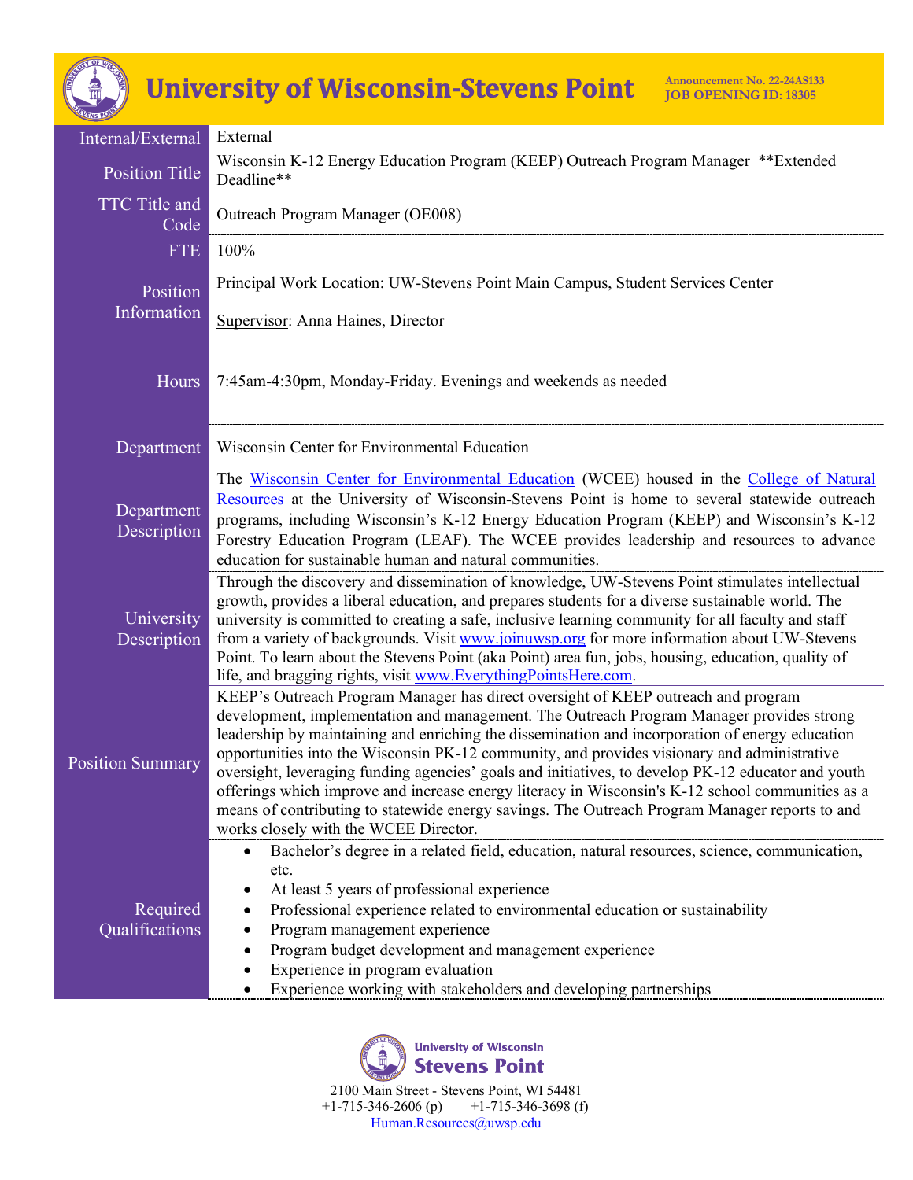# University of Wisconsin-Stevens Point

**Announcement No. 22-24AS133**
**JOB OPENING ID: 18305**

| | |
|---|---|
| Internal/External | External |
| Position Title | Wisconsin K-12 Energy Education Program (KEEP) Outreach Program Manager **Extended Deadline** |
| TTC Title and Code | Outreach Program Manager (OE008) |
| FTE | 100% |
| Position Information | Principal Work Location: UW-Stevens Point Main Campus, Student Services Center<br><br>Supervisor: Anna Haines, Director |
| Hours | 7:45am-4:30pm, Monday-Friday. Evenings and weekends as needed |
| Department | Wisconsin Center for Environmental Education |
| Department Description | The Wisconsin Center for Environmental Education (WCEE) housed in the College of Natural Resources at the University of Wisconsin-Stevens Point is home to several statewide outreach programs, including Wisconsin's K-12 Energy Education Program (KEEP) and Wisconsin's K-12 Forestry Education Program (LEAF). The WCEE provides leadership and resources to advance education for sustainable human and natural communities. |
| University Description | Through the discovery and dissemination of knowledge, UW-Stevens Point stimulates intellectual growth, provides a liberal education, and prepares students for a diverse sustainable world. The university is committed to creating a safe, inclusive learning community for all faculty and staff from a variety of backgrounds. Visit www.joinuwsp.org for more information about UW-Stevens Point. To learn about the Stevens Point (aka Point) area fun, jobs, housing, education, quality of life, and bragging rights, visit www.EverythingPointsHere.com. |
| Position Summary | KEEP's Outreach Program Manager has direct oversight of KEEP outreach and program development, implementation and management. The Outreach Program Manager provides strong leadership by maintaining and enriching the dissemination and incorporation of energy education opportunities into the Wisconsin PK-12 community, and provides visionary and administrative oversight, leveraging funding agencies' goals and initiatives, to develop PK-12 educator and youth offerings which improve and increase energy literacy in Wisconsin's K-12 school communities as a means of contributing to statewide energy savings. The Outreach Program Manager reports to and works closely with the WCEE Director. |
| Required Qualifications | • Bachelor's degree in a related field, education, natural resources, science, communication, etc.<br>• At least 5 years of professional experience<br>• Professional experience related to environmental education or sustainability<br>• Program management experience<br>• Program budget development and management experience<br>• Experience in program evaluation<br>• Experience working with stakeholders and developing partnerships |

University of Wisconsin Stevens Point
2100 Main Street - Stevens Point, WI 54481
+1-715-346-2606 (p) +1-715-346-3698 (f)
Human.Resources@uwsp.edu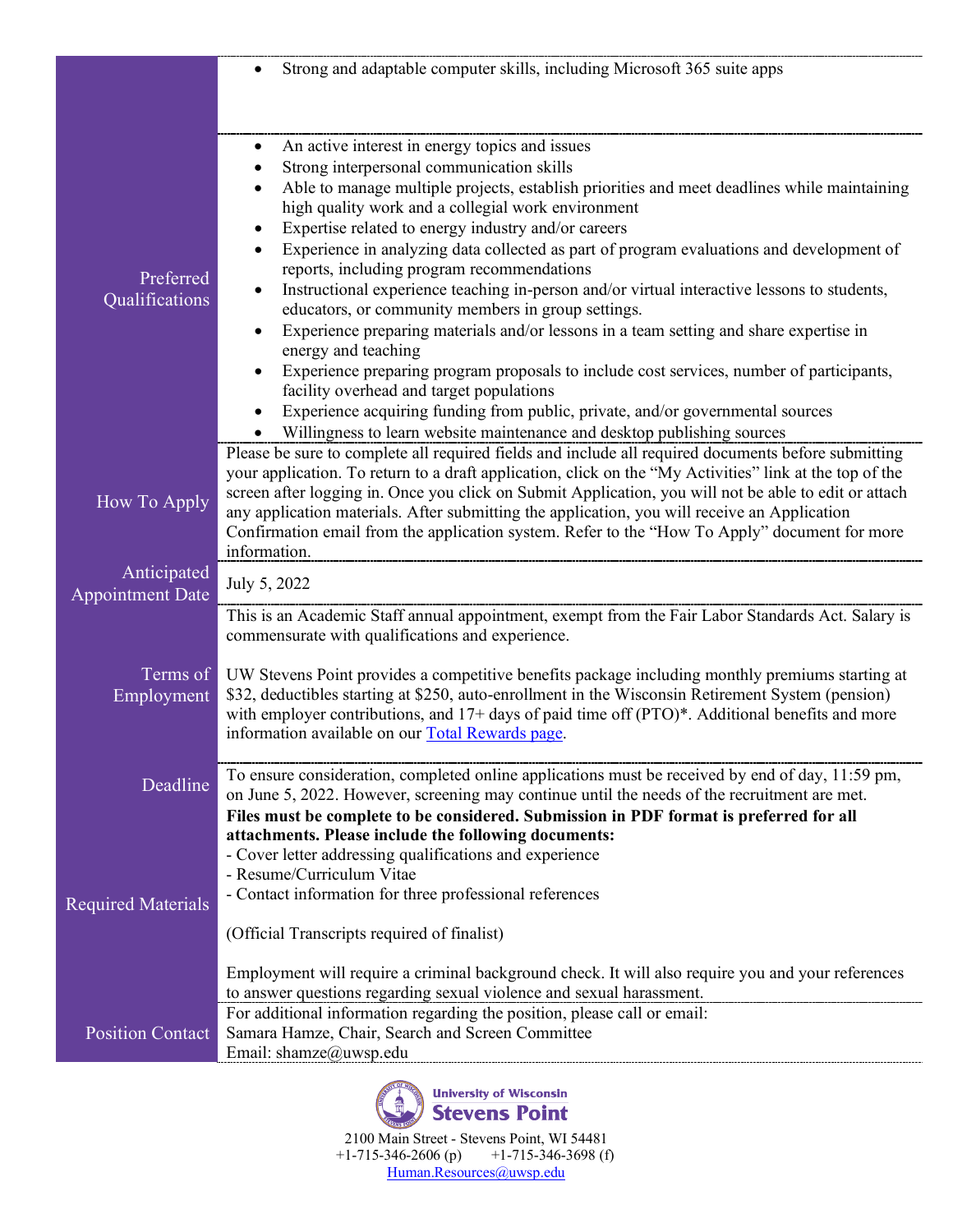| | |
|---|---|
| | • Strong and adaptable computer skills, including Microsoft 365 suite apps |
| Preferred Qualifications | • An active interest in energy topics and issues<br>• Strong interpersonal communication skills<br>• Able to manage multiple projects, establish priorities and meet deadlines while maintaining high quality work and a collegial work environment<br>• Expertise related to energy industry and/or careers<br>• Experience in analyzing data collected as part of program evaluations and development of reports, including program recommendations<br>• Instructional experience teaching in-person and/or virtual interactive lessons to students, educators, or community members in group settings.<br>• Experience preparing materials and/or lessons in a team setting and share expertise in energy and teaching<br>• Experience preparing program proposals to include cost services, number of participants, facility overhead and target populations<br>• Experience acquiring funding from public, private, and/or governmental sources<br>• Willingness to learn website maintenance and desktop publishing sources |
| How To Apply | Please be sure to complete all required fields and include all required documents before submitting your application. To return to a draft application, click on the "My Activities" link at the top of the screen after logging in. Once you click on Submit Application, you will not be able to edit or attach any application materials. After submitting the application, you will receive an Application Confirmation email from the application system. Refer to the "How To Apply" document for more information. |
| Anticipated Appointment Date | July 5, 2022 |
| Terms of Employment | This is an Academic Staff annual appointment, exempt from the Fair Labor Standards Act. Salary is commensurate with qualifications and experience.<br><br>UW Stevens Point provides a competitive benefits package including monthly premiums starting at $32, deductibles starting at $250, auto-enrollment in the Wisconsin Retirement System (pension) with employer contributions, and 17+ days of paid time off (PTO)*. Additional benefits and more information available on our Total Rewards page. |
| Deadline | To ensure consideration, completed online applications must be received by end of day, 11:59 pm, on June 5, 2022. However, screening may continue until the needs of the recruitment are met. |
| Required Materials | **Files must be complete to be considered. Submission in PDF format is preferred for all attachments. Please include the following documents:**<br>- Cover letter addressing qualifications and experience<br>- Resume/Curriculum Vitae<br>- Contact information for three professional references<br><br>(Official Transcripts required of finalist)<br><br>Employment will require a criminal background check. It will also require you and your references to answer questions regarding sexual violence and sexual harassment. |
| Position Contact | For additional information regarding the position, please call or email:<br>Samara Hamze, Chair, Search and Screen Committee<br>Email: shamze@uwsp.edu |

University of Wisconsin
**Stevens Point**

2100 Main Street - Stevens Point, WI 54481
+1-715-346-2606 (p) +1-715-346-3698 (f)
Human.Resources@uwsp.edu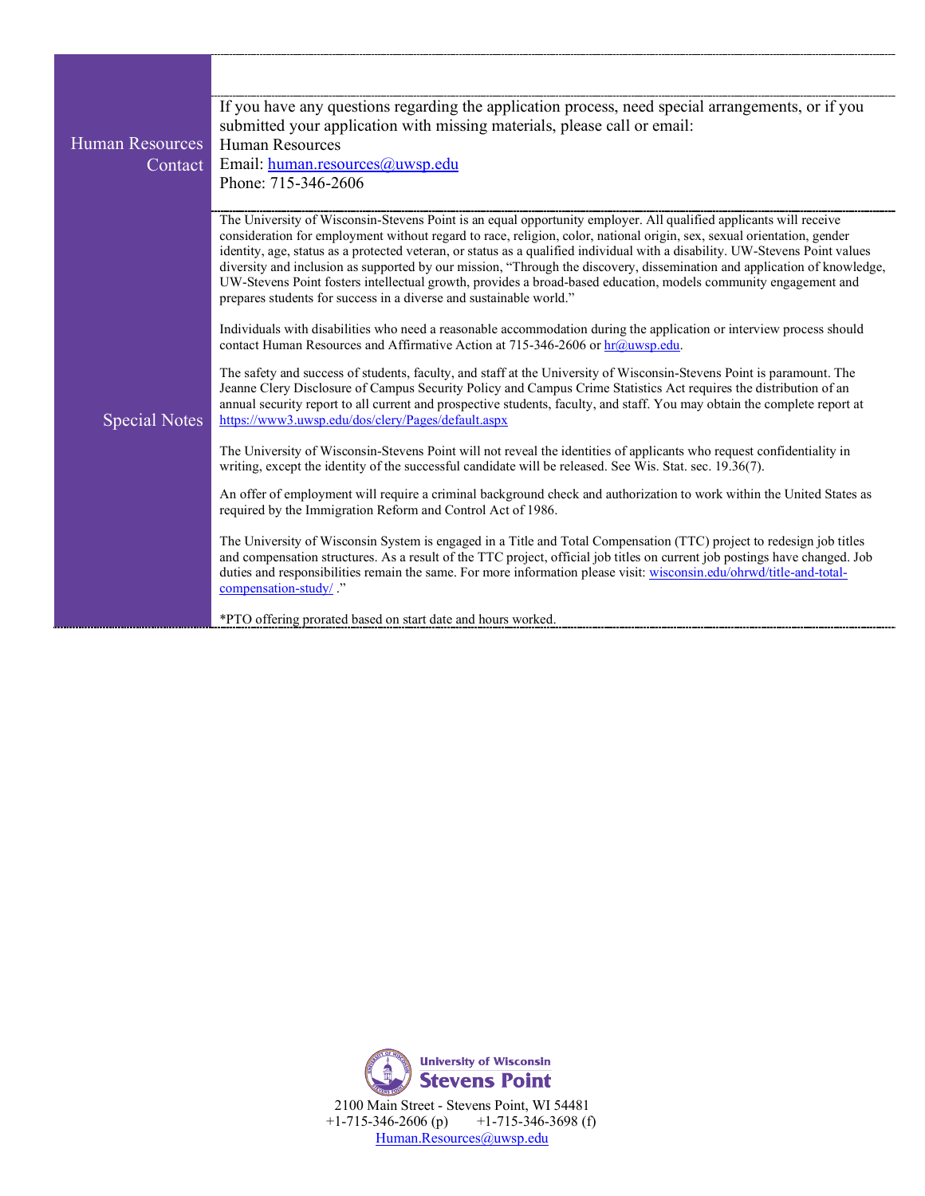| | |
|---|---|
| Human Resources Contact | If you have any questions regarding the application process, need special arrangements, or if you submitted your application with missing materials, please call or email:<br>Human Resources<br>Email: human.resources@uwsp.edu<br>Phone: 715-346-2606 |
| Special Notes | The University of Wisconsin-Stevens Point is an equal opportunity employer. All qualified applicants will receive consideration for employment without regard to race, religion, color, national origin, sex, sexual orientation, gender identity, age, status as a protected veteran, or status as a qualified individual with a disability. UW-Stevens Point values diversity and inclusion as supported by our mission, "Through the discovery, dissemination and application of knowledge, UW-Stevens Point fosters intellectual growth, provides a broad-based education, models community engagement and prepares students for success in a diverse and sustainable world."<br><br>Individuals with disabilities who need a reasonable accommodation during the application or interview process should contact Human Resources and Affirmative Action at 715-346-2606 or hr@uwsp.edu.<br><br>The safety and success of students, faculty, and staff at the University of Wisconsin-Stevens Point is paramount. The Jeanne Clery Disclosure of Campus Security Policy and Campus Crime Statistics Act requires the distribution of an annual security report to all current and prospective students, faculty, and staff. You may obtain the complete report at https://www3.uwsp.edu/dos/clery/Pages/default.aspx<br><br>The University of Wisconsin-Stevens Point will not reveal the identities of applicants who request confidentiality in writing, except the identity of the successful candidate will be released. See Wis. Stat. sec. 19.36(7).<br><br>An offer of employment will require a criminal background check and authorization to work within the United States as required by the Immigration Reform and Control Act of 1986.<br><br>The University of Wisconsin System is engaged in a Title and Total Compensation (TTC) project to redesign job titles and compensation structures. As a result of the TTC project, official job titles on current job postings have changed. Job duties and responsibilities remain the same. For more information please visit: wisconsin.edu/ohrwd/title-and-total-compensation-study/ ."<br><br>*PTO offering prorated based on start date and hours worked. |

University of Wisconsin
Stevens Point

2100 Main Street - Stevens Point, WI 54481
+1-715-346-2606 (p) +1-715-346-3698 (f)
Human.Resources@uwsp.edu